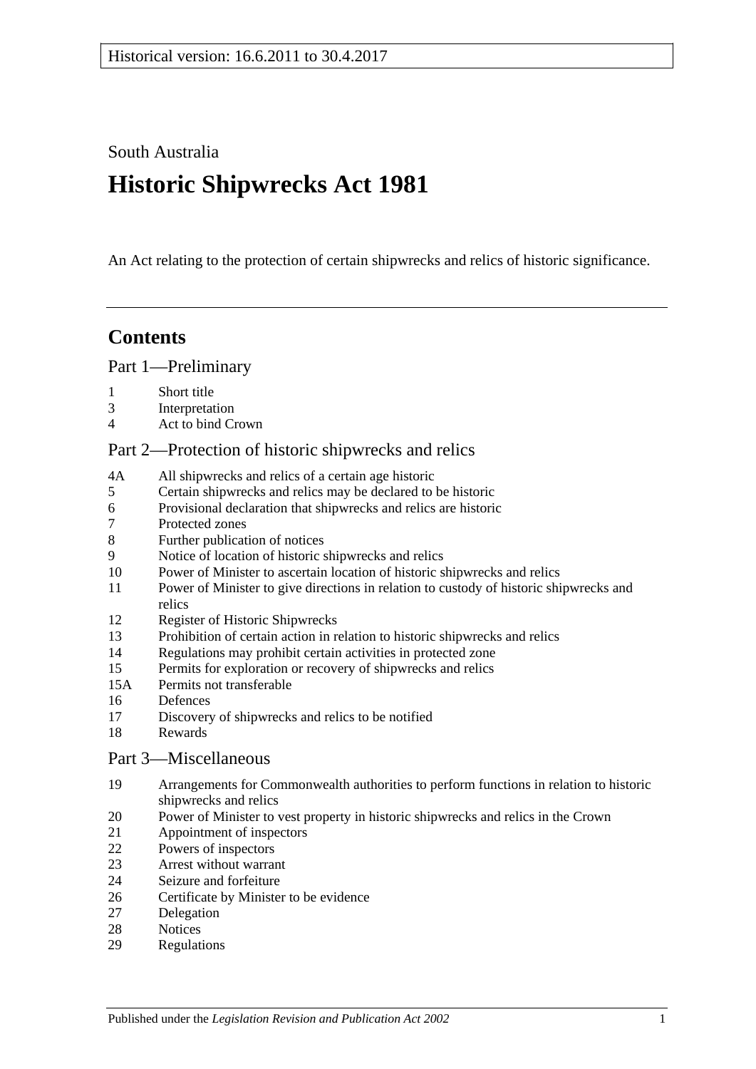Historical version: 16.6.2011 to 30.4.2017

South Australia

# Historic Shipwrecks Act 1981

An Act relating to the protection of certain shipwrecks and relics of historic significance.

## Contents

### Part 1—Preliminary

1 Short title
3 Interpretation
4 Act to bind Crown

### Part 2—Protection of historic shipwrecks and relics

4A All shipwrecks and relics of a certain age historic
5 Certain shipwrecks and relics may be declared to be historic
6 Provisional declaration that shipwrecks and relics are historic
7 Protected zones
8 Further publication of notices
9 Notice of location of historic shipwrecks and relics
10 Power of Minister to ascertain location of historic shipwrecks and relics
11 Power of Minister to give directions in relation to custody of historic shipwrecks and relics
12 Register of Historic Shipwrecks
13 Prohibition of certain action in relation to historic shipwrecks and relics
14 Regulations may prohibit certain activities in protected zone
15 Permits for exploration or recovery of shipwrecks and relics
15A Permits not transferable
16 Defences
17 Discovery of shipwrecks and relics to be notified
18 Rewards

### Part 3—Miscellaneous

19 Arrangements for Commonwealth authorities to perform functions in relation to historic shipwrecks and relics
20 Power of Minister to vest property in historic shipwrecks and relics in the Crown
21 Appointment of inspectors
22 Powers of inspectors
23 Arrest without warrant
24 Seizure and forfeiture
26 Certificate by Minister to be evidence
27 Delegation
28 Notices
29 Regulations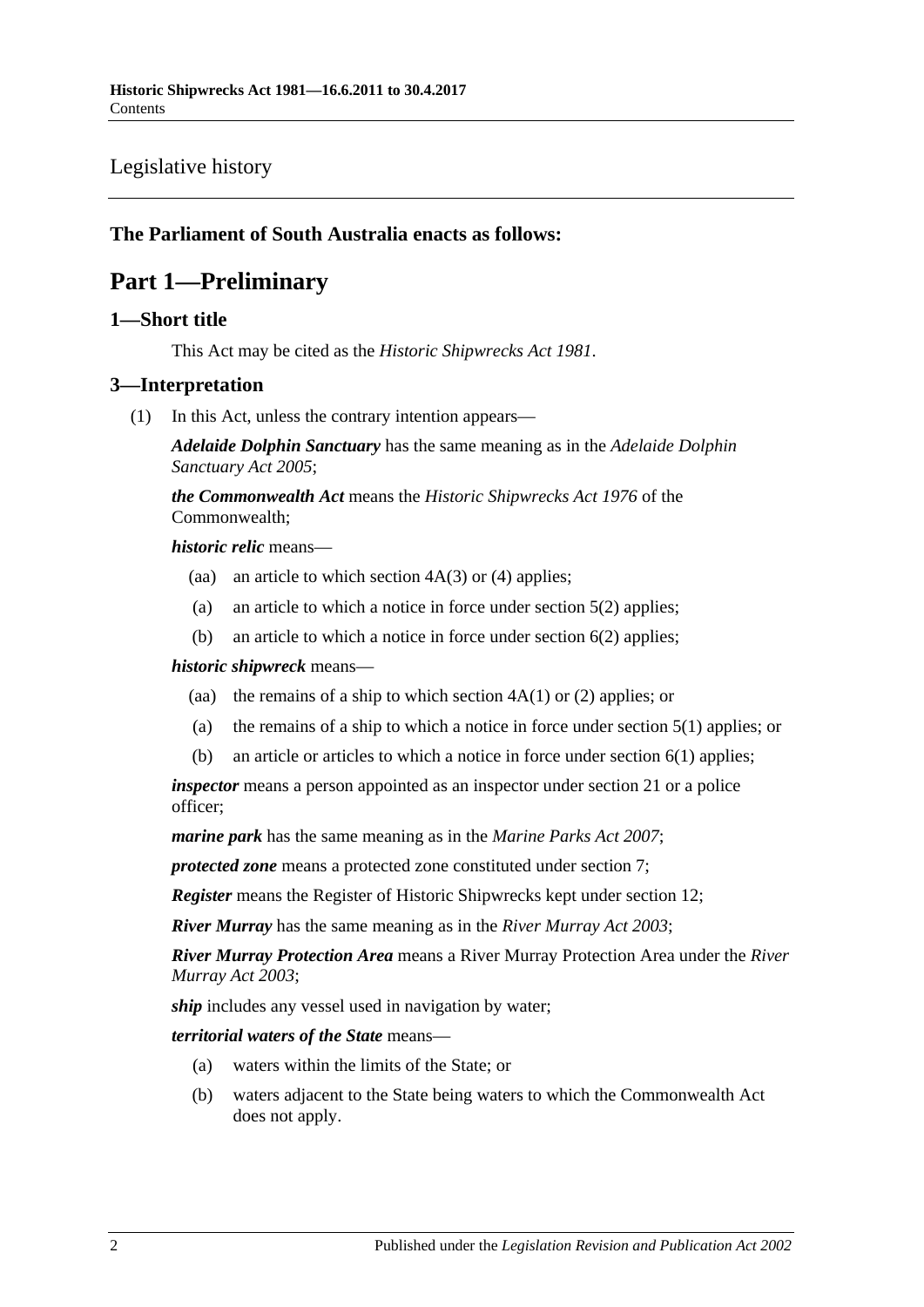Legislative history

**The Parliament of South Australia enacts as follows:**

# Part 1—Preliminary

## 1—Short title

This Act may be cited as the *Historic Shipwrecks Act 1981*.

## 3—Interpretation

(1) In this Act, unless the contrary intention appears—

***Adelaide Dolphin Sanctuary*** has the same meaning as in the *Adelaide Dolphin Sanctuary Act 2005*;

***the Commonwealth Act*** means the *Historic Shipwrecks Act 1976* of the Commonwealth;

***historic relic*** means—

- (aa) an article to which section 4A(3) or (4) applies;
- (a) an article to which a notice in force under section 5(2) applies;
- (b) an article to which a notice in force under section 6(2) applies;

***historic shipwreck*** means—

- (aa) the remains of a ship to which section 4A(1) or (2) applies; or
- (a) the remains of a ship to which a notice in force under section 5(1) applies; or
- (b) an article or articles to which a notice in force under section 6(1) applies;

***inspector*** means a person appointed as an inspector under section 21 or a police officer;

***marine park*** has the same meaning as in the *Marine Parks Act 2007*;

***protected zone*** means a protected zone constituted under section 7;

***Register*** means the Register of Historic Shipwrecks kept under section 12;

***River Murray*** has the same meaning as in the *River Murray Act 2003*;

***River Murray Protection Area*** means a River Murray Protection Area under the *River Murray Act 2003*;

***ship*** includes any vessel used in navigation by water;

***territorial waters of the State*** means—

- (a) waters within the limits of the State; or
- (b) waters adjacent to the State being waters to which the Commonwealth Act does not apply.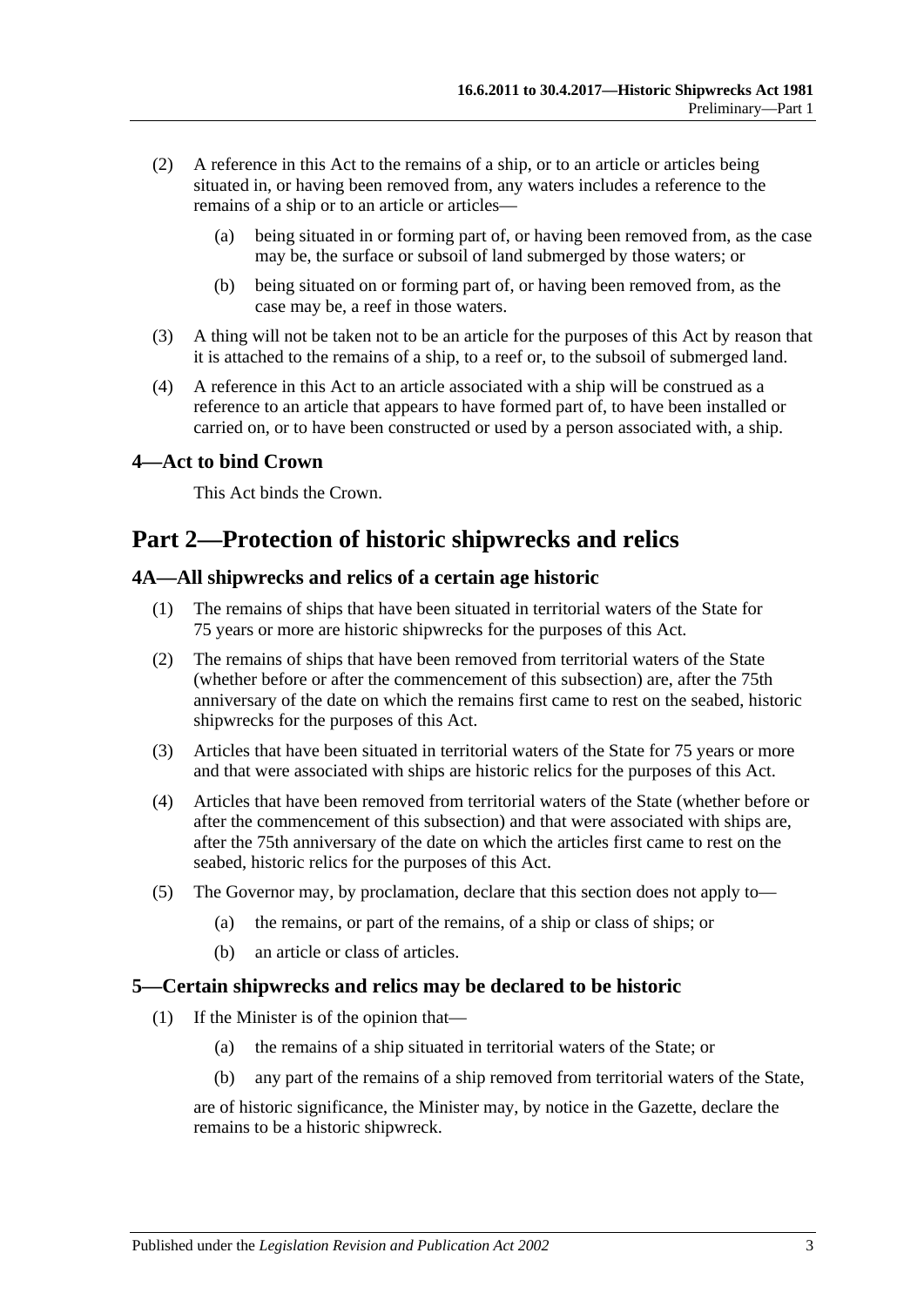(2) A reference in this Act to the remains of a ship, or to an article or articles being situated in, or having been removed from, any waters includes a reference to the remains of a ship or to an article or articles—

(a) being situated in or forming part of, or having been removed from, as the case may be, the surface or subsoil of land submerged by those waters; or

(b) being situated on or forming part of, or having been removed from, as the case may be, a reef in those waters.

(3) A thing will not be taken not to be an article for the purposes of this Act by reason that it is attached to the remains of a ship, to a reef or, to the subsoil of submerged land.

(4) A reference in this Act to an article associated with a ship will be construed as a reference to an article that appears to have formed part of, to have been installed or carried on, or to have been constructed or used by a person associated with, a ship.

### 4—Act to bind Crown

This Act binds the Crown.

## Part 2—Protection of historic shipwrecks and relics

### 4A—All shipwrecks and relics of a certain age historic

(1) The remains of ships that have been situated in territorial waters of the State for 75 years or more are historic shipwrecks for the purposes of this Act.

(2) The remains of ships that have been removed from territorial waters of the State (whether before or after the commencement of this subsection) are, after the 75th anniversary of the date on which the remains first came to rest on the seabed, historic shipwrecks for the purposes of this Act.

(3) Articles that have been situated in territorial waters of the State for 75 years or more and that were associated with ships are historic relics for the purposes of this Act.

(4) Articles that have been removed from territorial waters of the State (whether before or after the commencement of this subsection) and that were associated with ships are, after the 75th anniversary of the date on which the articles first came to rest on the seabed, historic relics for the purposes of this Act.

(5) The Governor may, by proclamation, declare that this section does not apply to—

(a) the remains, or part of the remains, of a ship or class of ships; or

(b) an article or class of articles.

### 5—Certain shipwrecks and relics may be declared to be historic

(1) If the Minister is of the opinion that—

(a) the remains of a ship situated in territorial waters of the State; or

(b) any part of the remains of a ship removed from territorial waters of the State,

are of historic significance, the Minister may, by notice in the Gazette, declare the remains to be a historic shipwreck.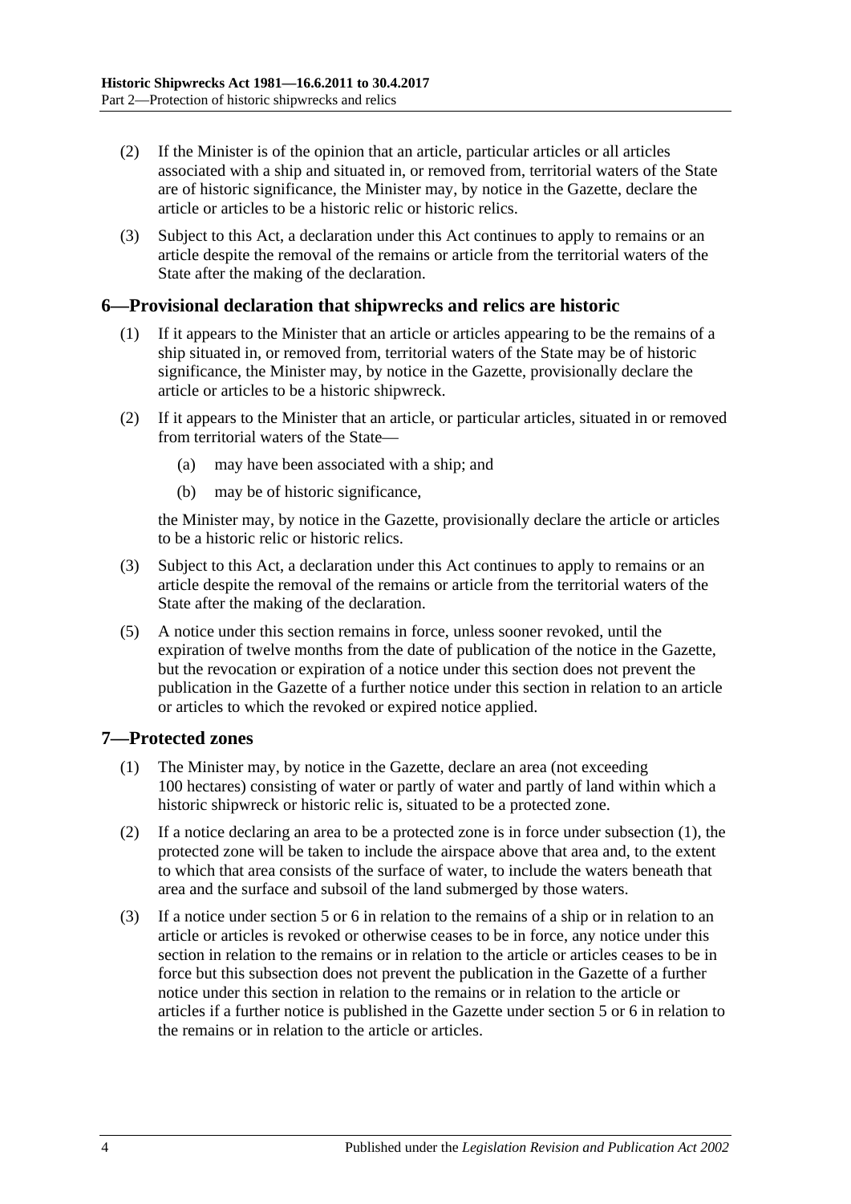(2) If the Minister is of the opinion that an article, particular articles or all articles associated with a ship and situated in, or removed from, territorial waters of the State are of historic significance, the Minister may, by notice in the Gazette, declare the article or articles to be a historic relic or historic relics.

(3) Subject to this Act, a declaration under this Act continues to apply to remains or an article despite the removal of the remains or article from the territorial waters of the State after the making of the declaration.

## 6—Provisional declaration that shipwrecks and relics are historic

(1) If it appears to the Minister that an article or articles appearing to be the remains of a ship situated in, or removed from, territorial waters of the State may be of historic significance, the Minister may, by notice in the Gazette, provisionally declare the article or articles to be a historic shipwreck.

(2) If it appears to the Minister that an article, or particular articles, situated in or removed from territorial waters of the State—

(a) may have been associated with a ship; and

(b) may be of historic significance,

the Minister may, by notice in the Gazette, provisionally declare the article or articles to be a historic relic or historic relics.

(3) Subject to this Act, a declaration under this Act continues to apply to remains or an article despite the removal of the remains or article from the territorial waters of the State after the making of the declaration.

(5) A notice under this section remains in force, unless sooner revoked, until the expiration of twelve months from the date of publication of the notice in the Gazette, but the revocation or expiration of a notice under this section does not prevent the publication in the Gazette of a further notice under this section in relation to an article or articles to which the revoked or expired notice applied.

## 7—Protected zones

(1) The Minister may, by notice in the Gazette, declare an area (not exceeding 100 hectares) consisting of water or partly of water and partly of land within which a historic shipwreck or historic relic is, situated to be a protected zone.

(2) If a notice declaring an area to be a protected zone is in force under subsection (1), the protected zone will be taken to include the airspace above that area and, to the extent to which that area consists of the surface of water, to include the waters beneath that area and the surface and subsoil of the land submerged by those waters.

(3) If a notice under section 5 or 6 in relation to the remains of a ship or in relation to an article or articles is revoked or otherwise ceases to be in force, any notice under this section in relation to the remains or in relation to the article or articles ceases to be in force but this subsection does not prevent the publication in the Gazette of a further notice under this section in relation to the remains or in relation to the article or articles if a further notice is published in the Gazette under section 5 or 6 in relation to the remains or in relation to the article or articles.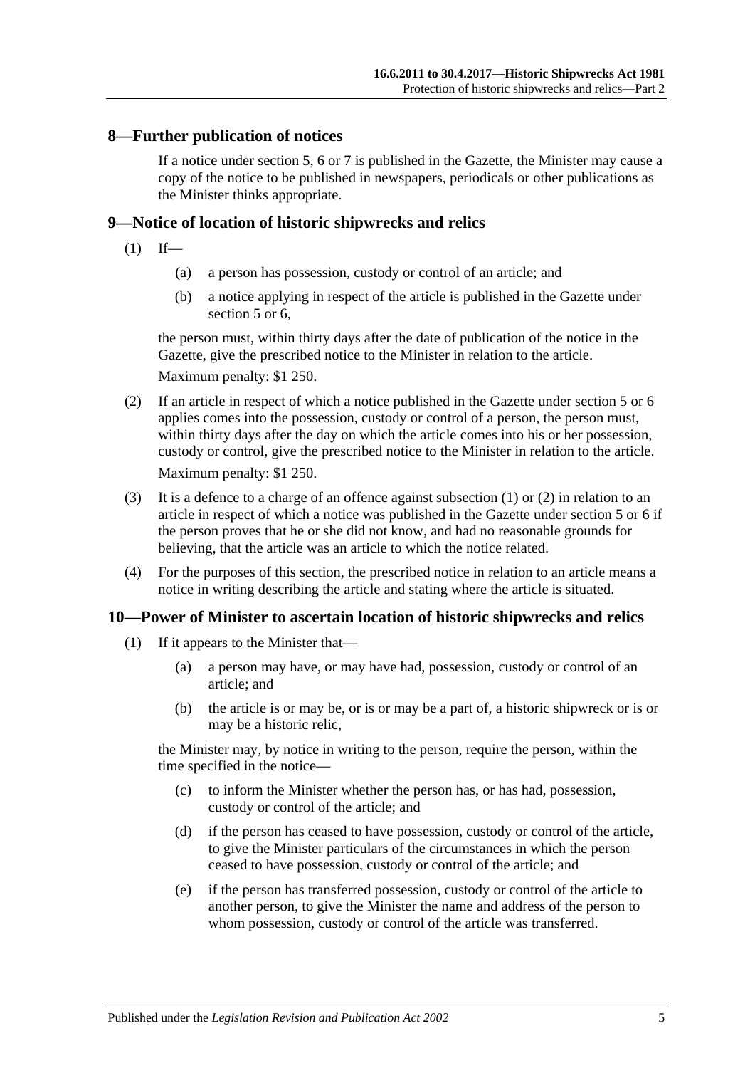## 8—Further publication of notices

If a notice under section 5, 6 or 7 is published in the Gazette, the Minister may cause a copy of the notice to be published in newspapers, periodicals or other publications as the Minister thinks appropriate.

## 9—Notice of location of historic shipwrecks and relics

(1) If—

(a) a person has possession, custody or control of an article; and

(b) a notice applying in respect of the article is published in the Gazette under section 5 or 6,

the person must, within thirty days after the date of publication of the notice in the Gazette, give the prescribed notice to the Minister in relation to the article.

Maximum penalty: $1 250.

(2) If an article in respect of which a notice published in the Gazette under section 5 or 6 applies comes into the possession, custody or control of a person, the person must, within thirty days after the day on which the article comes into his or her possession, custody or control, give the prescribed notice to the Minister in relation to the article.

Maximum penalty: $1 250.

(3) It is a defence to a charge of an offence against subsection (1) or (2) in relation to an article in respect of which a notice was published in the Gazette under section 5 or 6 if the person proves that he or she did not know, and had no reasonable grounds for believing, that the article was an article to which the notice related.

(4) For the purposes of this section, the prescribed notice in relation to an article means a notice in writing describing the article and stating where the article is situated.

## 10—Power of Minister to ascertain location of historic shipwrecks and relics

(1) If it appears to the Minister that—

(a) a person may have, or may have had, possession, custody or control of an article; and

(b) the article is or may be, or is or may be a part of, a historic shipwreck or is or may be a historic relic,

the Minister may, by notice in writing to the person, require the person, within the time specified in the notice—

(c) to inform the Minister whether the person has, or has had, possession, custody or control of the article; and

(d) if the person has ceased to have possession, custody or control of the article, to give the Minister particulars of the circumstances in which the person ceased to have possession, custody or control of the article; and

(e) if the person has transferred possession, custody or control of the article to another person, to give the Minister the name and address of the person to whom possession, custody or control of the article was transferred.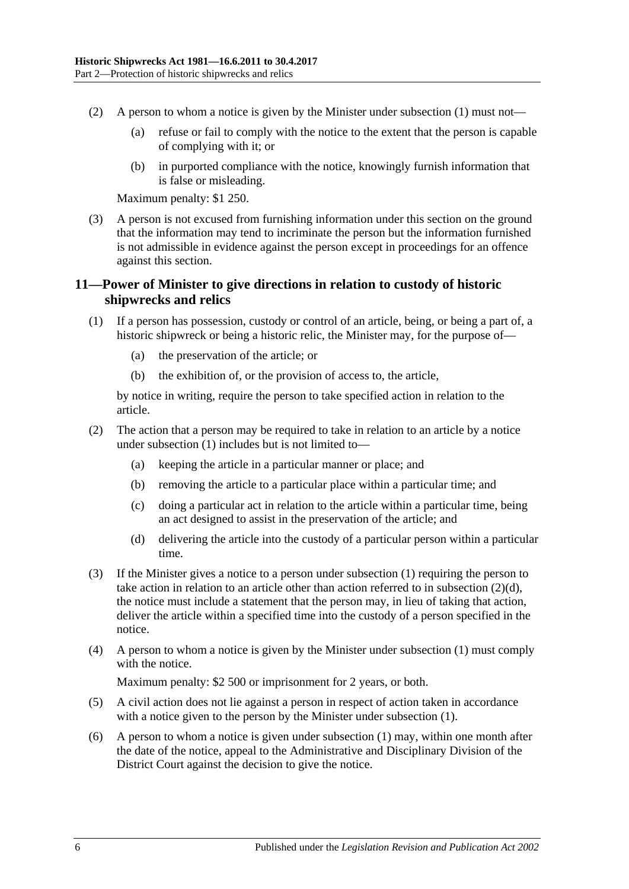(2) A person to whom a notice is given by the Minister under subsection (1) must not—

(a) refuse or fail to comply with the notice to the extent that the person is capable of complying with it; or

(b) in purported compliance with the notice, knowingly furnish information that is false or misleading.

Maximum penalty: $1 250.

(3) A person is not excused from furnishing information under this section on the ground that the information may tend to incriminate the person but the information furnished is not admissible in evidence against the person except in proceedings for an offence against this section.

## 11—Power of Minister to give directions in relation to custody of historic shipwrecks and relics

(1) If a person has possession, custody or control of an article, being, or being a part of, a historic shipwreck or being a historic relic, the Minister may, for the purpose of—

(a) the preservation of the article; or

(b) the exhibition of, or the provision of access to, the article,

by notice in writing, require the person to take specified action in relation to the article.

(2) The action that a person may be required to take in relation to an article by a notice under subsection (1) includes but is not limited to—

(a) keeping the article in a particular manner or place; and

(b) removing the article to a particular place within a particular time; and

(c) doing a particular act in relation to the article within a particular time, being an act designed to assist in the preservation of the article; and

(d) delivering the article into the custody of a particular person within a particular time.

(3) If the Minister gives a notice to a person under subsection (1) requiring the person to take action in relation to an article other than action referred to in subsection (2)(d), the notice must include a statement that the person may, in lieu of taking that action, deliver the article within a specified time into the custody of a person specified in the notice.

(4) A person to whom a notice is given by the Minister under subsection (1) must comply with the notice.

Maximum penalty: $2 500 or imprisonment for 2 years, or both.

(5) A civil action does not lie against a person in respect of action taken in accordance with a notice given to the person by the Minister under subsection (1).

(6) A person to whom a notice is given under subsection (1) may, within one month after the date of the notice, appeal to the Administrative and Disciplinary Division of the District Court against the decision to give the notice.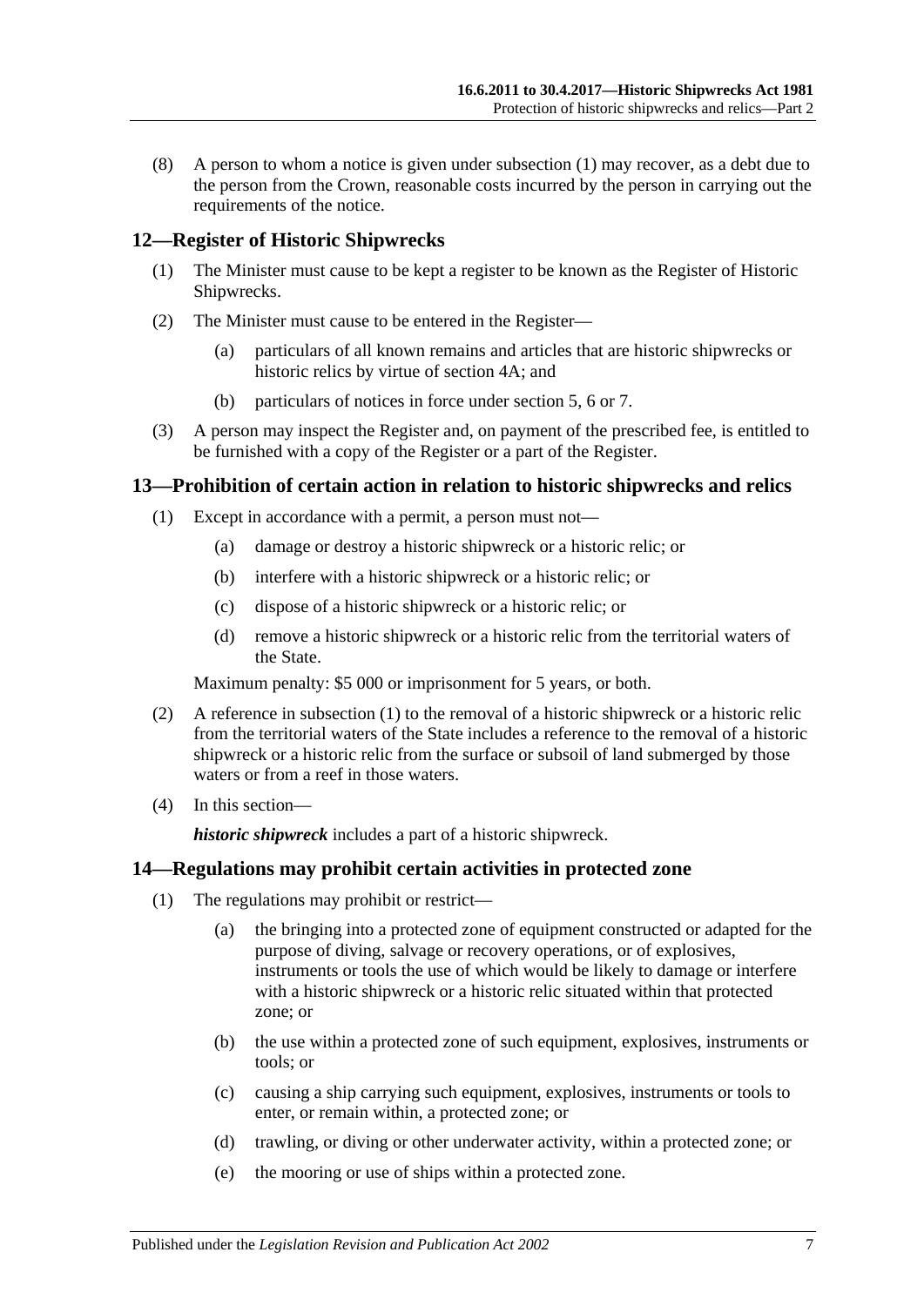(8) A person to whom a notice is given under subsection (1) may recover, as a debt due to the person from the Crown, reasonable costs incurred by the person in carrying out the requirements of the notice.

## 12—Register of Historic Shipwrecks

(1) The Minister must cause to be kept a register to be known as the Register of Historic Shipwrecks.

(2) The Minister must cause to be entered in the Register—

(a) particulars of all known remains and articles that are historic shipwrecks or historic relics by virtue of section 4A; and

(b) particulars of notices in force under section 5, 6 or 7.

(3) A person may inspect the Register and, on payment of the prescribed fee, is entitled to be furnished with a copy of the Register or a part of the Register.

## 13—Prohibition of certain action in relation to historic shipwrecks and relics

(1) Except in accordance with a permit, a person must not—

(a) damage or destroy a historic shipwreck or a historic relic; or

(b) interfere with a historic shipwreck or a historic relic; or

(c) dispose of a historic shipwreck or a historic relic; or

(d) remove a historic shipwreck or a historic relic from the territorial waters of the State.

Maximum penalty: $5 000 or imprisonment for 5 years, or both.

(2) A reference in subsection (1) to the removal of a historic shipwreck or a historic relic from the territorial waters of the State includes a reference to the removal of a historic shipwreck or a historic relic from the surface or subsoil of land submerged by those waters or from a reef in those waters.

(4) In this section—

***historic shipwreck*** includes a part of a historic shipwreck.

## 14—Regulations may prohibit certain activities in protected zone

(1) The regulations may prohibit or restrict—

(a) the bringing into a protected zone of equipment constructed or adapted for the purpose of diving, salvage or recovery operations, or of explosives, instruments or tools the use of which would be likely to damage or interfere with a historic shipwreck or a historic relic situated within that protected zone; or

(b) the use within a protected zone of such equipment, explosives, instruments or tools; or

(c) causing a ship carrying such equipment, explosives, instruments or tools to enter, or remain within, a protected zone; or

(d) trawling, or diving or other underwater activity, within a protected zone; or

(e) the mooring or use of ships within a protected zone.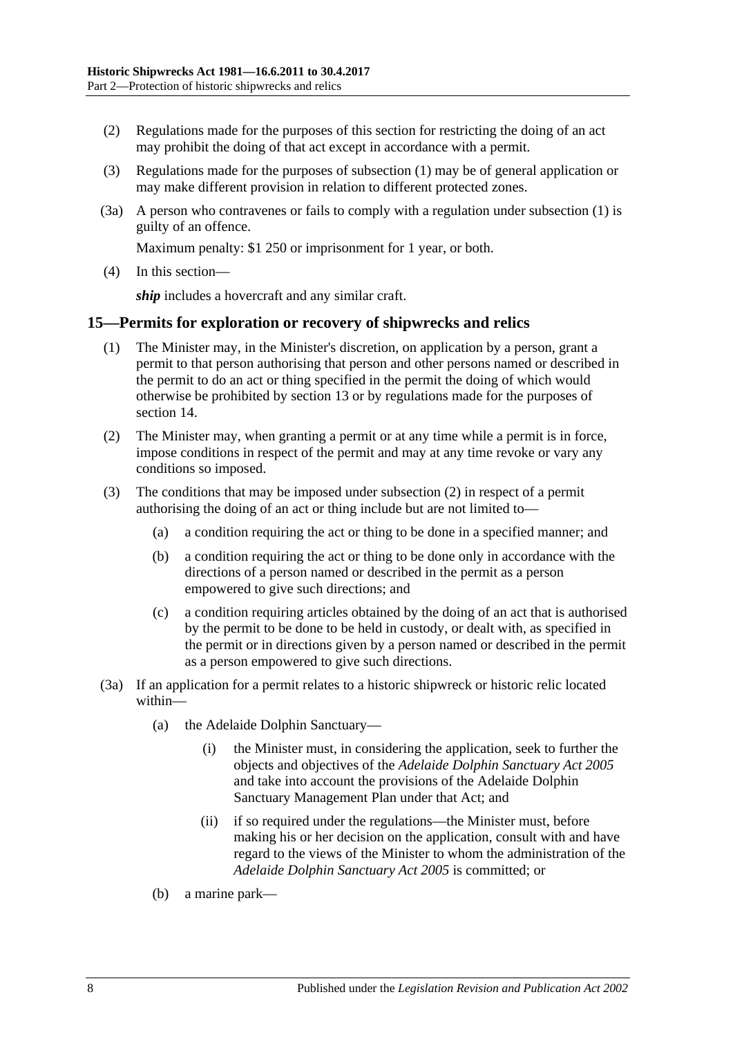(2) Regulations made for the purposes of this section for restricting the doing of an act may prohibit the doing of that act except in accordance with a permit.

(3) Regulations made for the purposes of subsection (1) may be of general application or may make different provision in relation to different protected zones.

(3a) A person who contravenes or fails to comply with a regulation under subsection (1) is guilty of an offence.

Maximum penalty: $1 250 or imprisonment for 1 year, or both.

(4) In this section—

***ship*** includes a hovercraft and any similar craft.

## 15—Permits for exploration or recovery of shipwrecks and relics

(1) The Minister may, in the Minister's discretion, on application by a person, grant a permit to that person authorising that person and other persons named or described in the permit to do an act or thing specified in the permit the doing of which would otherwise be prohibited by section 13 or by regulations made for the purposes of section 14.

(2) The Minister may, when granting a permit or at any time while a permit is in force, impose conditions in respect of the permit and may at any time revoke or vary any conditions so imposed.

(3) The conditions that may be imposed under subsection (2) in respect of a permit authorising the doing of an act or thing include but are not limited to—

(a) a condition requiring the act or thing to be done in a specified manner; and

(b) a condition requiring the act or thing to be done only in accordance with the directions of a person named or described in the permit as a person empowered to give such directions; and

(c) a condition requiring articles obtained by the doing of an act that is authorised by the permit to be done to be held in custody, or dealt with, as specified in the permit or in directions given by a person named or described in the permit as a person empowered to give such directions.

(3a) If an application for a permit relates to a historic shipwreck or historic relic located within—

(a) the Adelaide Dolphin Sanctuary—

(i) the Minister must, in considering the application, seek to further the objects and objectives of the *Adelaide Dolphin Sanctuary Act 2005* and take into account the provisions of the Adelaide Dolphin Sanctuary Management Plan under that Act; and

(ii) if so required under the regulations—the Minister must, before making his or her decision on the application, consult with and have regard to the views of the Minister to whom the administration of the *Adelaide Dolphin Sanctuary Act 2005* is committed; or

(b) a marine park—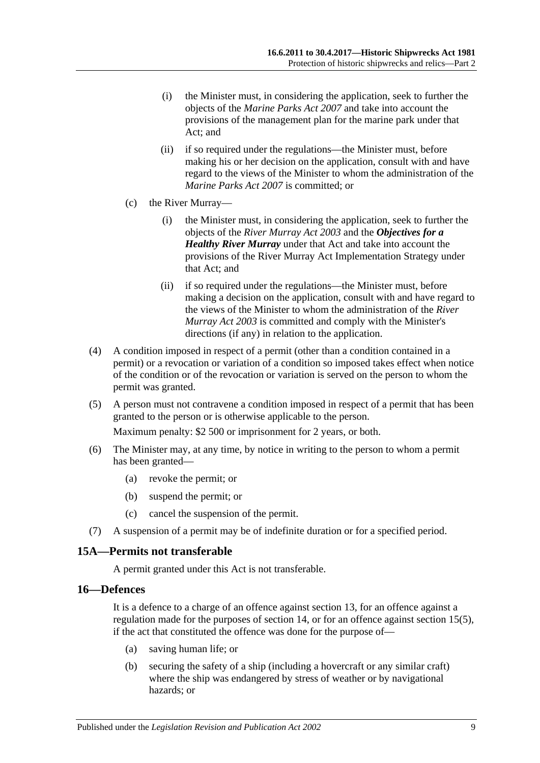(i) the Minister must, in considering the application, seek to further the objects of the *Marine Parks Act 2007* and take into account the provisions of the management plan for the marine park under that Act; and

(ii) if so required under the regulations—the Minister must, before making his or her decision on the application, consult with and have regard to the views of the Minister to whom the administration of the *Marine Parks Act 2007* is committed; or

(c) the River Murray—

(i) the Minister must, in considering the application, seek to further the objects of the *River Murray Act 2003* and the ***Objectives for a Healthy River Murray*** under that Act and take into account the provisions of the River Murray Act Implementation Strategy under that Act; and

(ii) if so required under the regulations—the Minister must, before making a decision on the application, consult with and have regard to the views of the Minister to whom the administration of the *River Murray Act 2003* is committed and comply with the Minister's directions (if any) in relation to the application.

(4) A condition imposed in respect of a permit (other than a condition contained in a permit) or a revocation or variation of a condition so imposed takes effect when notice of the condition or of the revocation or variation is served on the person to whom the permit was granted.

(5) A person must not contravene a condition imposed in respect of a permit that has been granted to the person or is otherwise applicable to the person.

Maximum penalty: $2 500 or imprisonment for 2 years, or both.

(6) The Minister may, at any time, by notice in writing to the person to whom a permit has been granted—

(a) revoke the permit; or

(b) suspend the permit; or

(c) cancel the suspension of the permit.

(7) A suspension of a permit may be of indefinite duration or for a specified period.

## 15A—Permits not transferable

A permit granted under this Act is not transferable.

## 16—Defences

It is a defence to a charge of an offence against section 13, for an offence against a regulation made for the purposes of section 14, or for an offence against section 15(5), if the act that constituted the offence was done for the purpose of—

(a) saving human life; or

(b) securing the safety of a ship (including a hovercraft or any similar craft) where the ship was endangered by stress of weather or by navigational hazards; or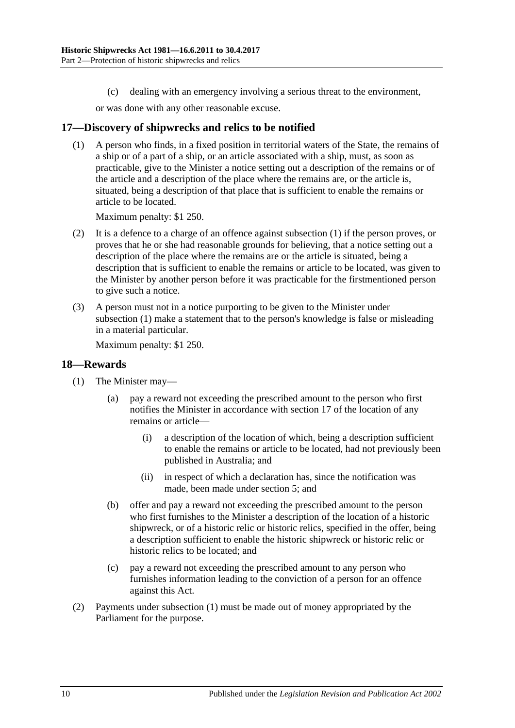(c) dealing with an emergency involving a serious threat to the environment,

or was done with any other reasonable excuse.

## 17—Discovery of shipwrecks and relics to be notified

(1) A person who finds, in a fixed position in territorial waters of the State, the remains of a ship or of a part of a ship, or an article associated with a ship, must, as soon as practicable, give to the Minister a notice setting out a description of the remains or of the article and a description of the place where the remains are, or the article is, situated, being a description of that place that is sufficient to enable the remains or article to be located.

Maximum penalty: $1 250.

(2) It is a defence to a charge of an offence against subsection (1) if the person proves, or proves that he or she had reasonable grounds for believing, that a notice setting out a description of the place where the remains are or the article is situated, being a description that is sufficient to enable the remains or article to be located, was given to the Minister by another person before it was practicable for the firstmentioned person to give such a notice.

(3) A person must not in a notice purporting to be given to the Minister under subsection (1) make a statement that to the person's knowledge is false or misleading in a material particular.

Maximum penalty: $1 250.

## 18—Rewards

(1) The Minister may—

(a) pay a reward not exceeding the prescribed amount to the person who first notifies the Minister in accordance with section 17 of the location of any remains or article—

(i) a description of the location of which, being a description sufficient to enable the remains or article to be located, had not previously been published in Australia; and

(ii) in respect of which a declaration has, since the notification was made, been made under section 5; and

(b) offer and pay a reward not exceeding the prescribed amount to the person who first furnishes to the Minister a description of the location of a historic shipwreck, or of a historic relic or historic relics, specified in the offer, being a description sufficient to enable the historic shipwreck or historic relic or historic relics to be located; and

(c) pay a reward not exceeding the prescribed amount to any person who furnishes information leading to the conviction of a person for an offence against this Act.

(2) Payments under subsection (1) must be made out of money appropriated by the Parliament for the purpose.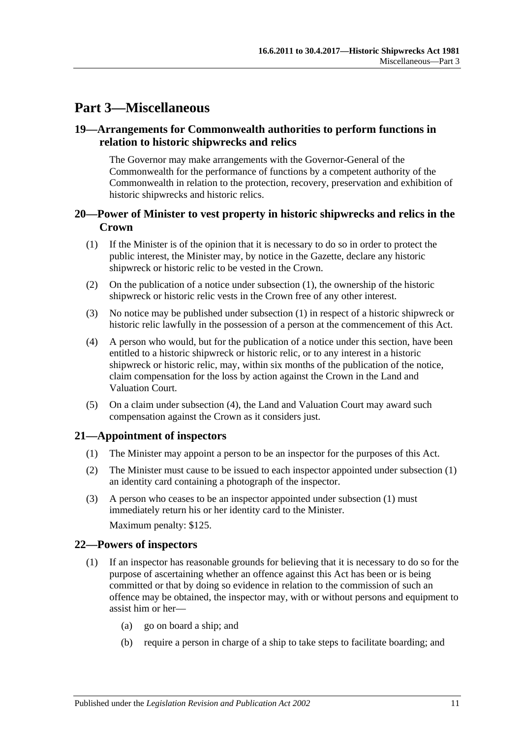# Part 3—Miscellaneous

## 19—Arrangements for Commonwealth authorities to perform functions in relation to historic shipwrecks and relics

The Governor may make arrangements with the Governor-General of the Commonwealth for the performance of functions by a competent authority of the Commonwealth in relation to the protection, recovery, preservation and exhibition of historic shipwrecks and historic relics.

## 20—Power of Minister to vest property in historic shipwrecks and relics in the Crown

(1) If the Minister is of the opinion that it is necessary to do so in order to protect the public interest, the Minister may, by notice in the Gazette, declare any historic shipwreck or historic relic to be vested in the Crown.

(2) On the publication of a notice under subsection (1), the ownership of the historic shipwreck or historic relic vests in the Crown free of any other interest.

(3) No notice may be published under subsection (1) in respect of a historic shipwreck or historic relic lawfully in the possession of a person at the commencement of this Act.

(4) A person who would, but for the publication of a notice under this section, have been entitled to a historic shipwreck or historic relic, or to any interest in a historic shipwreck or historic relic, may, within six months of the publication of the notice, claim compensation for the loss by action against the Crown in the Land and Valuation Court.

(5) On a claim under subsection (4), the Land and Valuation Court may award such compensation against the Crown as it considers just.

## 21—Appointment of inspectors

(1) The Minister may appoint a person to be an inspector for the purposes of this Act.

(2) The Minister must cause to be issued to each inspector appointed under subsection (1) an identity card containing a photograph of the inspector.

(3) A person who ceases to be an inspector appointed under subsection (1) must immediately return his or her identity card to the Minister.

Maximum penalty: $125.

## 22—Powers of inspectors

(1) If an inspector has reasonable grounds for believing that it is necessary to do so for the purpose of ascertaining whether an offence against this Act has been or is being committed or that by doing so evidence in relation to the commission of such an offence may be obtained, the inspector may, with or without persons and equipment to assist him or her—

   (a) go on board a ship; and

   (b) require a person in charge of a ship to take steps to facilitate boarding; and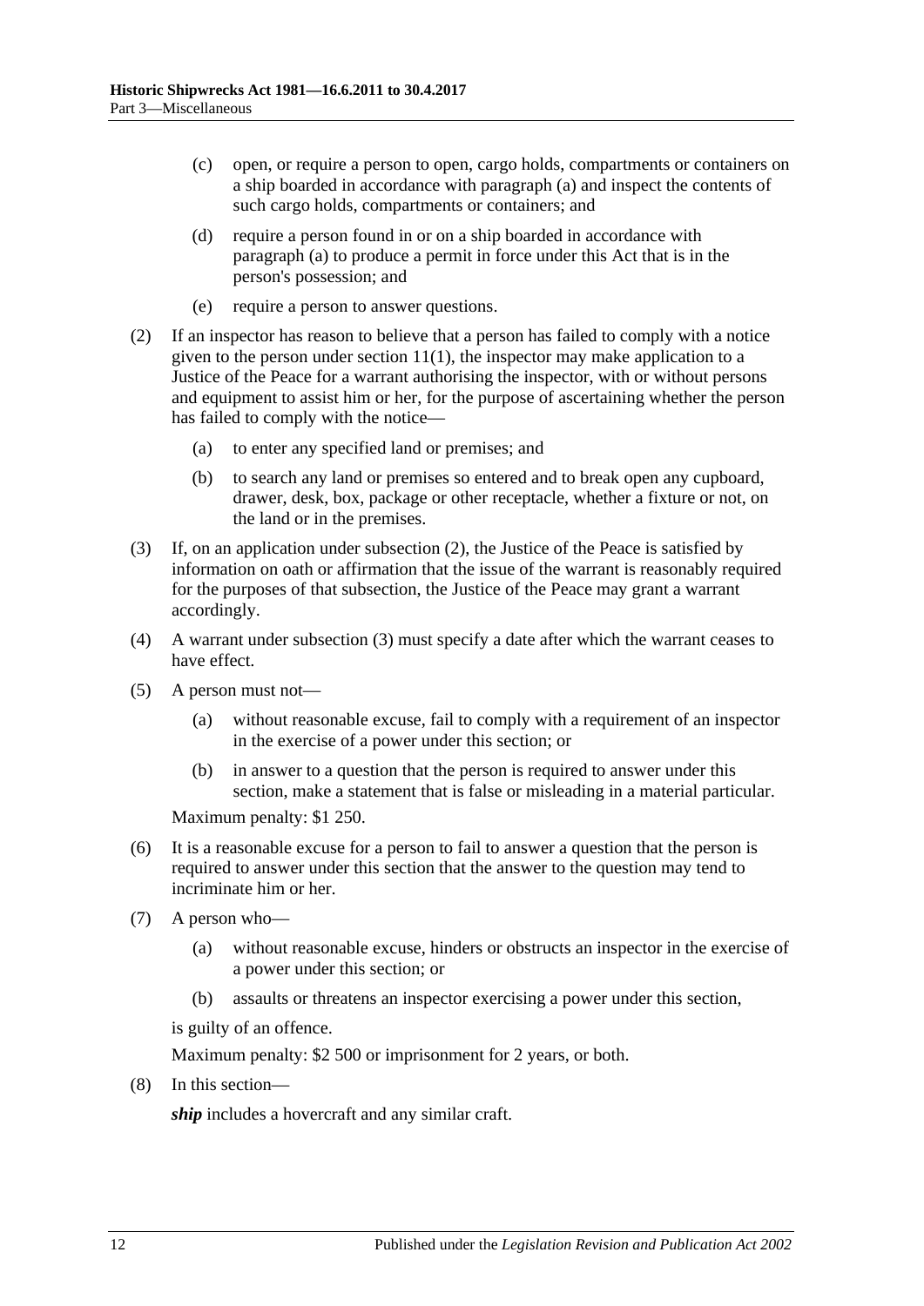(c) open, or require a person to open, cargo holds, compartments or containers on a ship boarded in accordance with paragraph (a) and inspect the contents of such cargo holds, compartments or containers; and

(d) require a person found in or on a ship boarded in accordance with paragraph (a) to produce a permit in force under this Act that is in the person's possession; and

(e) require a person to answer questions.

(2) If an inspector has reason to believe that a person has failed to comply with a notice given to the person under section 11(1), the inspector may make application to a Justice of the Peace for a warrant authorising the inspector, with or without persons and equipment to assist him or her, for the purpose of ascertaining whether the person has failed to comply with the notice—

(a) to enter any specified land or premises; and

(b) to search any land or premises so entered and to break open any cupboard, drawer, desk, box, package or other receptacle, whether a fixture or not, on the land or in the premises.

(3) If, on an application under subsection (2), the Justice of the Peace is satisfied by information on oath or affirmation that the issue of the warrant is reasonably required for the purposes of that subsection, the Justice of the Peace may grant a warrant accordingly.

(4) A warrant under subsection (3) must specify a date after which the warrant ceases to have effect.

(5) A person must not—

(a) without reasonable excuse, fail to comply with a requirement of an inspector in the exercise of a power under this section; or

(b) in answer to a question that the person is required to answer under this section, make a statement that is false or misleading in a material particular.

Maximum penalty: $1 250.

(6) It is a reasonable excuse for a person to fail to answer a question that the person is required to answer under this section that the answer to the question may tend to incriminate him or her.

(7) A person who—

(a) without reasonable excuse, hinders or obstructs an inspector in the exercise of a power under this section; or

(b) assaults or threatens an inspector exercising a power under this section,

is guilty of an offence.

Maximum penalty: $2 500 or imprisonment for 2 years, or both.

(8) In this section—

***ship*** includes a hovercraft and any similar craft.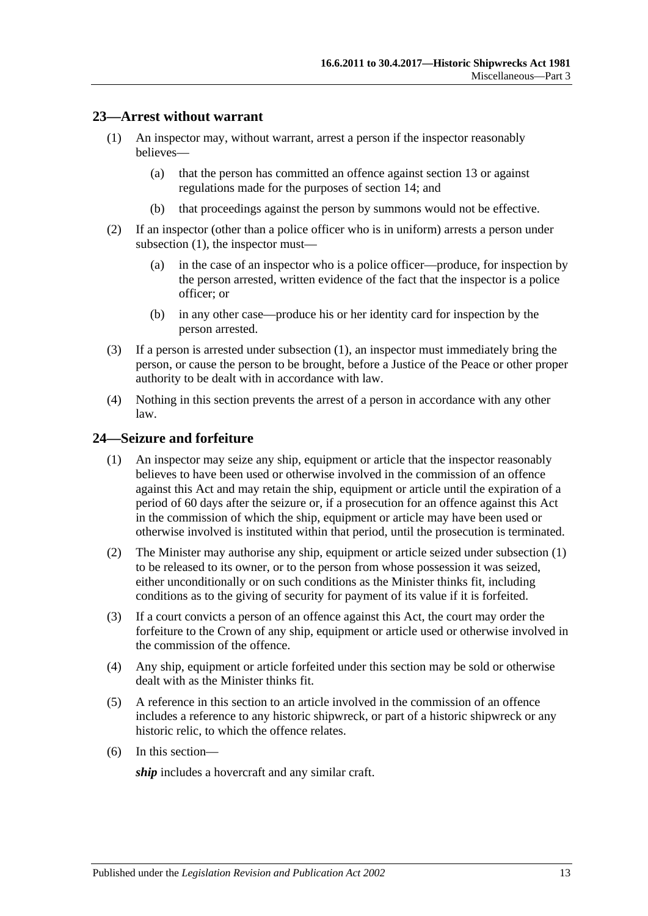## 23—Arrest without warrant

(1) An inspector may, without warrant, arrest a person if the inspector reasonably believes—

(a) that the person has committed an offence against section 13 or against regulations made for the purposes of section 14; and

(b) that proceedings against the person by summons would not be effective.

(2) If an inspector (other than a police officer who is in uniform) arrests a person under subsection (1), the inspector must—

(a) in the case of an inspector who is a police officer—produce, for inspection by the person arrested, written evidence of the fact that the inspector is a police officer; or

(b) in any other case—produce his or her identity card for inspection by the person arrested.

(3) If a person is arrested under subsection (1), an inspector must immediately bring the person, or cause the person to be brought, before a Justice of the Peace or other proper authority to be dealt with in accordance with law.

(4) Nothing in this section prevents the arrest of a person in accordance with any other law.

## 24—Seizure and forfeiture

(1) An inspector may seize any ship, equipment or article that the inspector reasonably believes to have been used or otherwise involved in the commission of an offence against this Act and may retain the ship, equipment or article until the expiration of a period of 60 days after the seizure or, if a prosecution for an offence against this Act in the commission of which the ship, equipment or article may have been used or otherwise involved is instituted within that period, until the prosecution is terminated.

(2) The Minister may authorise any ship, equipment or article seized under subsection (1) to be released to its owner, or to the person from whose possession it was seized, either unconditionally or on such conditions as the Minister thinks fit, including conditions as to the giving of security for payment of its value if it is forfeited.

(3) If a court convicts a person of an offence against this Act, the court may order the forfeiture to the Crown of any ship, equipment or article used or otherwise involved in the commission of the offence.

(4) Any ship, equipment or article forfeited under this section may be sold or otherwise dealt with as the Minister thinks fit.

(5) A reference in this section to an article involved in the commission of an offence includes a reference to any historic shipwreck, or part of a historic shipwreck or any historic relic, to which the offence relates.

(6) In this section—

***ship*** includes a hovercraft and any similar craft.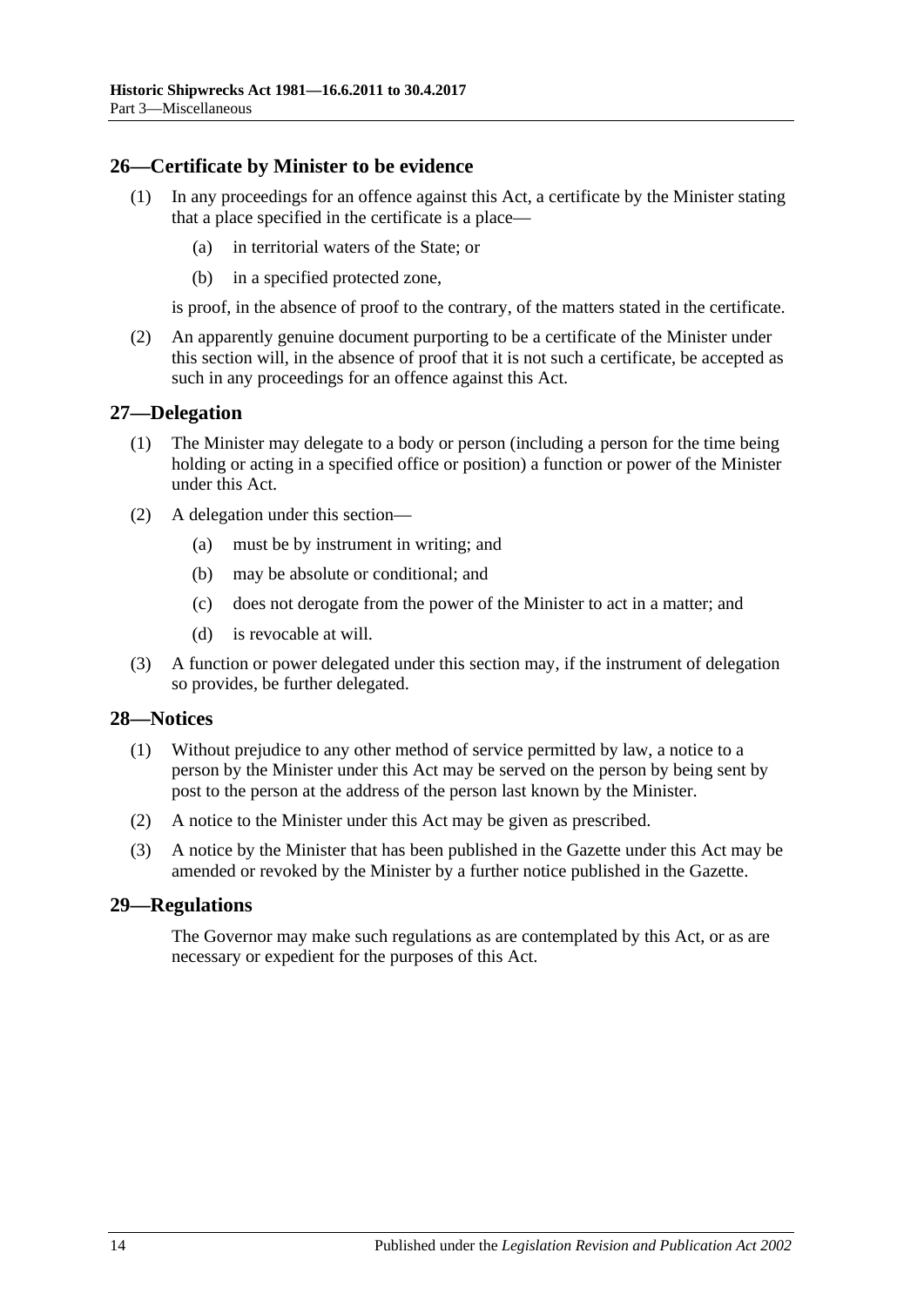## 26—Certificate by Minister to be evidence

(1) In any proceedings for an offence against this Act, a certificate by the Minister stating that a place specified in the certificate is a place—

  (a) in territorial waters of the State; or

  (b) in a specified protected zone,

is proof, in the absence of proof to the contrary, of the matters stated in the certificate.

(2) An apparently genuine document purporting to be a certificate of the Minister under this section will, in the absence of proof that it is not such a certificate, be accepted as such in any proceedings for an offence against this Act.

## 27—Delegation

(1) The Minister may delegate to a body or person (including a person for the time being holding or acting in a specified office or position) a function or power of the Minister under this Act.

(2) A delegation under this section—

  (a) must be by instrument in writing; and

  (b) may be absolute or conditional; and

  (c) does not derogate from the power of the Minister to act in a matter; and

  (d) is revocable at will.

(3) A function or power delegated under this section may, if the instrument of delegation so provides, be further delegated.

## 28—Notices

(1) Without prejudice to any other method of service permitted by law, a notice to a person by the Minister under this Act may be served on the person by being sent by post to the person at the address of the person last known by the Minister.

(2) A notice to the Minister under this Act may be given as prescribed.

(3) A notice by the Minister that has been published in the Gazette under this Act may be amended or revoked by the Minister by a further notice published in the Gazette.

## 29—Regulations

The Governor may make such regulations as are contemplated by this Act, or as are necessary or expedient for the purposes of this Act.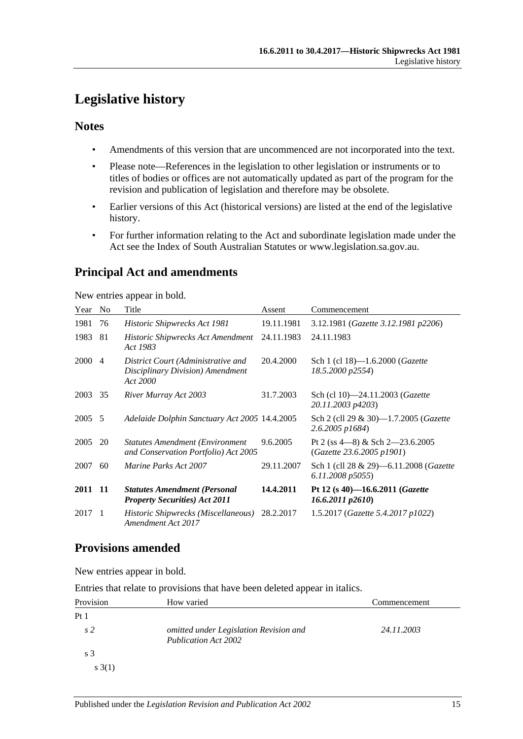# Legislative history

## Notes

- Amendments of this version that are uncommenced are not incorporated into the text.
- Please note—References in the legislation to other legislation or instruments or to titles of bodies or offices are not automatically updated as part of the program for the revision and publication of legislation and therefore may be obsolete.
- Earlier versions of this Act (historical versions) are listed at the end of the legislative history.
- For further information relating to the Act and subordinate legislation made under the Act see the Index of South Australian Statutes or www.legislation.sa.gov.au.

## Principal Act and amendments

New entries appear in bold.

| Year | No | Title | Assent | Commencement |
|---|---|---|---|---|
| 1981 | 76 | *Historic Shipwrecks Act 1981* | 19.11.1981 | 3.12.1981 (*Gazette 3.12.1981 p2206*) |
| 1983 | 81 | *Historic Shipwrecks Act Amendment Act 1983* | 24.11.1983 | 24.11.1983 |
| 2000 | 4 | *District Court (Administrative and Disciplinary Division) Amendment Act 2000* | 20.4.2000 | Sch 1 (cl 18)—1.6.2000 (*Gazette 18.5.2000 p2554*) |
| 2003 | 35 | *River Murray Act 2003* | 31.7.2003 | Sch (cl 10)—24.11.2003 (*Gazette 20.11.2003 p4203*) |
| 2005 | 5 | *Adelaide Dolphin Sanctuary Act 2005* | 14.4.2005 | Sch 2 (cll 29 & 30)—1.7.2005 (*Gazette 2.6.2005 p1684*) |
| 2005 | 20 | *Statutes Amendment (Environment and Conservation Portfolio) Act 2005* | 9.6.2005 | Pt 2 (ss 4—8) & Sch 2—23.6.2005 (*Gazette 23.6.2005 p1901*) |
| 2007 | 60 | *Marine Parks Act 2007* | 29.11.2007 | Sch 1 (cll 28 & 29)—6.11.2008 (*Gazette 6.11.2008 p5055*) |
| **2011** | **11** | ***Statutes Amendment (Personal Property Securities) Act 2011*** | **14.4.2011** | **Pt 12 (s 40)—16.6.2011 (*Gazette 16.6.2011 p2610*)** |
| 2017 | 1 | *Historic Shipwrecks (Miscellaneous) Amendment Act 2017* | 28.2.2017 | 1.5.2017 (*Gazette 5.4.2017 p1022*) |

## Provisions amended

New entries appear in bold.

Entries that relate to provisions that have been deleted appear in italics.

| Provision | How varied | Commencement |
|---|---|---|
| Pt 1 | | |
| *s 2* | *omitted under Legislation Revision and Publication Act 2002* | *24.11.2003* |
| s 3 | | |
| s 3(1) | | |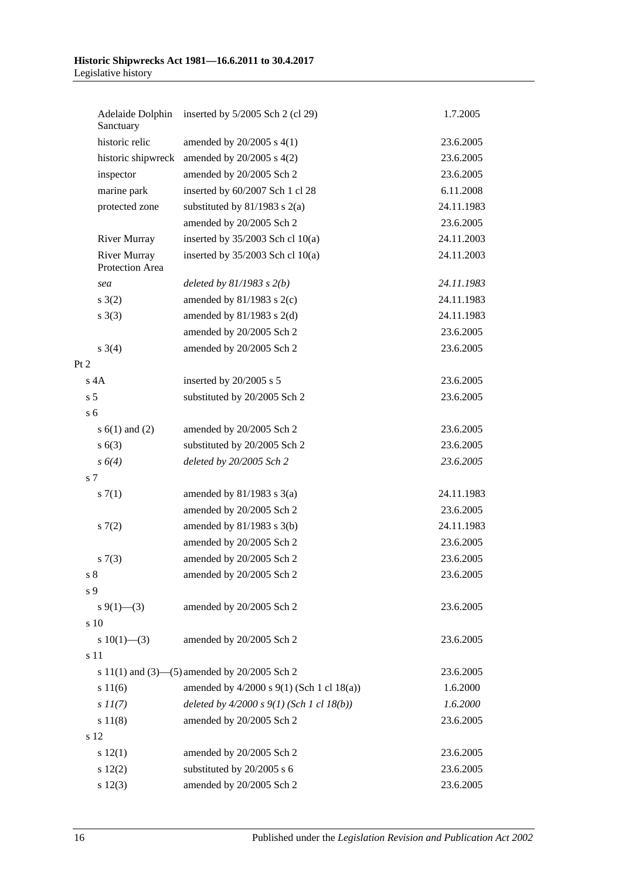| | | |
|---|---|---|
| Adelaide Dolphin Sanctuary | inserted by 5/2005 Sch 2 (cl 29) | 1.7.2005 |
| historic relic | amended by 20/2005 s 4(1) | 23.6.2005 |
| historic shipwreck | amended by 20/2005 s 4(2) | 23.6.2005 |
| inspector | amended by 20/2005 Sch 2 | 23.6.2005 |
| marine park | inserted by 60/2007 Sch 1 cl 28 | 6.11.2008 |
| protected zone | substituted by 81/1983 s 2(a) | 24.11.1983 |
| | amended by 20/2005 Sch 2 | 23.6.2005 |
| River Murray | inserted by 35/2003 Sch cl 10(a) | 24.11.2003 |
| River Murray Protection Area | inserted by 35/2003 Sch cl 10(a) | 24.11.2003 |
| *sea* | *deleted by 81/1983 s 2(b)* | *24.11.1983* |
| s 3(2) | amended by 81/1983 s 2(c) | 24.11.1983 |
| s 3(3) | amended by 81/1983 s 2(d) | 24.11.1983 |
| | amended by 20/2005 Sch 2 | 23.6.2005 |
| s 3(4) | amended by 20/2005 Sch 2 | 23.6.2005 |
| Pt 2 | | |
| s 4A | inserted by 20/2005 s 5 | 23.6.2005 |
| s 5 | substituted by 20/2005 Sch 2 | 23.6.2005 |
| s 6 | | |
| s 6(1) and (2) | amended by 20/2005 Sch 2 | 23.6.2005 |
| s 6(3) | substituted by 20/2005 Sch 2 | 23.6.2005 |
| *s 6(4)* | *deleted by 20/2005 Sch 2* | *23.6.2005* |
| s 7 | | |
| s 7(1) | amended by 81/1983 s 3(a) | 24.11.1983 |
| | amended by 20/2005 Sch 2 | 23.6.2005 |
| s 7(2) | amended by 81/1983 s 3(b) | 24.11.1983 |
| | amended by 20/2005 Sch 2 | 23.6.2005 |
| s 7(3) | amended by 20/2005 Sch 2 | 23.6.2005 |
| s 8 | amended by 20/2005 Sch 2 | 23.6.2005 |
| s 9 | | |
| s 9(1)—(3) | amended by 20/2005 Sch 2 | 23.6.2005 |
| s 10 | | |
| s 10(1)—(3) | amended by 20/2005 Sch 2 | 23.6.2005 |
| s 11 | | |
| s 11(1) and (3)—(5) | amended by 20/2005 Sch 2 | 23.6.2005 |
| s 11(6) | amended by 4/2000 s 9(1) (Sch 1 cl 18(a)) | 1.6.2000 |
| *s 11(7)* | *deleted by 4/2000 s 9(1) (Sch 1 cl 18(b))* | *1.6.2000* |
| s 11(8) | amended by 20/2005 Sch 2 | 23.6.2005 |
| s 12 | | |
| s 12(1) | amended by 20/2005 Sch 2 | 23.6.2005 |
| s 12(2) | substituted by 20/2005 s 6 | 23.6.2005 |
| s 12(3) | amended by 20/2005 Sch 2 | 23.6.2005 |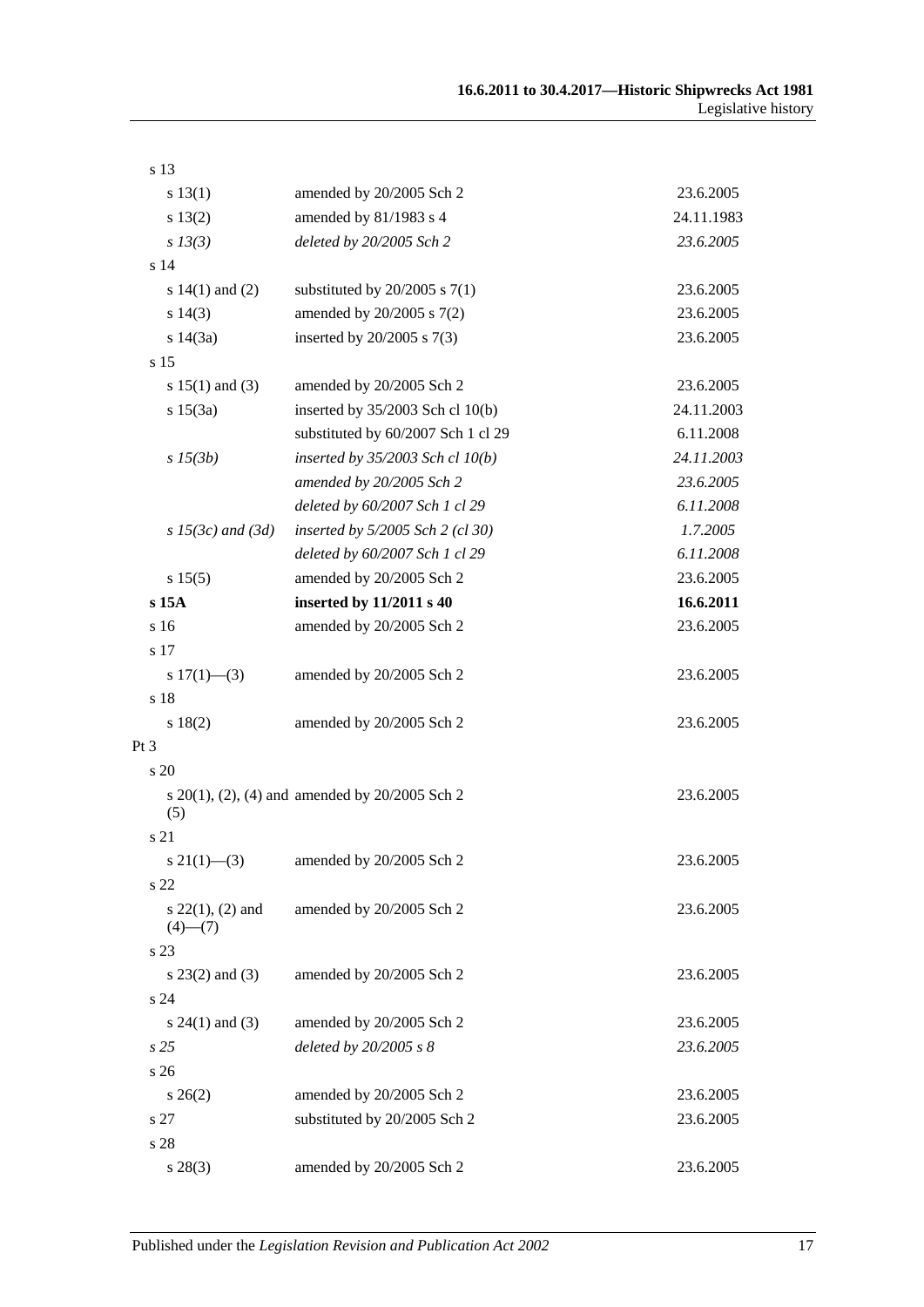| | | |
|---|---|---|
| s 13 | | |
| s 13(1) | amended by 20/2005 Sch 2 | 23.6.2005 |
| s 13(2) | amended by 81/1983 s 4 | 24.11.1983 |
| *s 13(3)* | *deleted by 20/2005 Sch 2* | *23.6.2005* |
| s 14 | | |
| s 14(1) and (2) | substituted by 20/2005 s 7(1) | 23.6.2005 |
| s 14(3) | amended by 20/2005 s 7(2) | 23.6.2005 |
| s 14(3a) | inserted by 20/2005 s 7(3) | 23.6.2005 |
| s 15 | | |
| s 15(1) and (3) | amended by 20/2005 Sch 2 | 23.6.2005 |
| s 15(3a) | inserted by 35/2003 Sch cl 10(b) | 24.11.2003 |
| | substituted by 60/2007 Sch 1 cl 29 | 6.11.2008 |
| *s 15(3b)* | *inserted by 35/2003 Sch cl 10(b)* | *24.11.2003* |
| | *amended by 20/2005 Sch 2* | *23.6.2005* |
| | *deleted by 60/2007 Sch 1 cl 29* | *6.11.2008* |
| *s 15(3c) and (3d)* | *inserted by 5/2005 Sch 2 (cl 30)* | *1.7.2005* |
| | *deleted by 60/2007 Sch 1 cl 29* | *6.11.2008* |
| s 15(5) | amended by 20/2005 Sch 2 | 23.6.2005 |
| **s 15A** | **inserted by 11/2011 s 40** | **16.6.2011** |
| s 16 | amended by 20/2005 Sch 2 | 23.6.2005 |
| s 17 | | |
| s 17(1)—(3) | amended by 20/2005 Sch 2 | 23.6.2005 |
| s 18 | | |
| s 18(2) | amended by 20/2005 Sch 2 | 23.6.2005 |
| Pt 3 | | |
| s 20 | | |
| s 20(1), (2), (4) and (5) | amended by 20/2005 Sch 2 | 23.6.2005 |
| s 21 | | |
| s 21(1)—(3) | amended by 20/2005 Sch 2 | 23.6.2005 |
| s 22 | | |
| s 22(1), (2) and (4)—(7) | amended by 20/2005 Sch 2 | 23.6.2005 |
| s 23 | | |
| s 23(2) and (3) | amended by 20/2005 Sch 2 | 23.6.2005 |
| s 24 | | |
| s 24(1) and (3) | amended by 20/2005 Sch 2 | 23.6.2005 |
| *s 25* | *deleted by 20/2005 s 8* | *23.6.2005* |
| s 26 | | |
| s 26(2) | amended by 20/2005 Sch 2 | 23.6.2005 |
| s 27 | substituted by 20/2005 Sch 2 | 23.6.2005 |
| s 28 | | |
| s 28(3) | amended by 20/2005 Sch 2 | 23.6.2005 |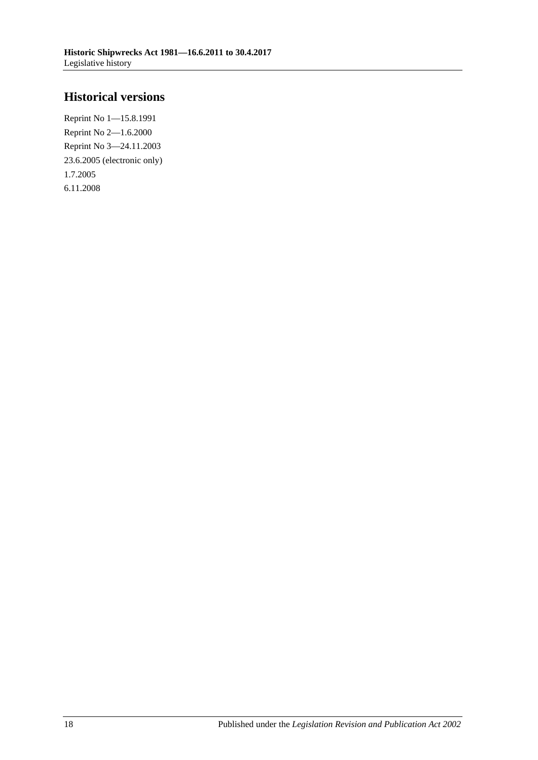## Historical versions

Reprint No 1—15.8.1991

Reprint No 2—1.6.2000

Reprint No 3—24.11.2003

23.6.2005 (electronic only)

1.7.2005

6.11.2008